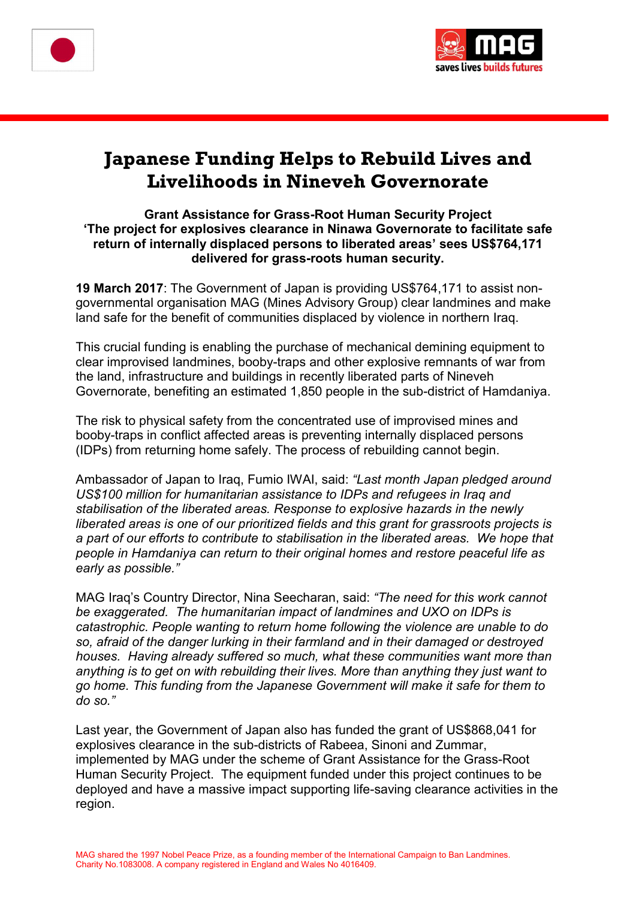# Japanese Funding Helps to Rebuild Lives and Livelihoods in Nineveh Governorate

**Grant Assistance for Grass-Root Human Security Project**
**'The project for explosives clearance in Ninawa Governorate to facilitate safe return of internally displaced persons to liberated areas' sees US$764,171 delivered for grass-roots human security.**

**19 March 2017**: The Government of Japan is providing US$764,171 to assist non-governmental organisation MAG (Mines Advisory Group) clear landmines and make land safe for the benefit of communities displaced by violence in northern Iraq.

This crucial funding is enabling the purchase of mechanical demining equipment to clear improvised landmines, booby-traps and other explosive remnants of war from the land, infrastructure and buildings in recently liberated parts of Nineveh Governorate, benefiting an estimated 1,850 people in the sub-district of Hamdaniya.

The risk to physical safety from the concentrated use of improvised mines and booby-traps in conflict affected areas is preventing internally displaced persons (IDPs) from returning home safely. The process of rebuilding cannot begin.

Ambassador of Japan to Iraq, Fumio IWAI, said: *"Last month Japan pledged around US$100 million for humanitarian assistance to IDPs and refugees in Iraq and stabilisation of the liberated areas. Response to explosive hazards in the newly liberated areas is one of our prioritized fields and this grant for grassroots projects is a part of our efforts to contribute to stabilisation in the liberated areas. We hope that people in Hamdaniya can return to their original homes and restore peaceful life as early as possible."*

MAG Iraq's Country Director, Nina Seecharan, said: *"The need for this work cannot be exaggerated. The humanitarian impact of landmines and UXO on IDPs is catastrophic. People wanting to return home following the violence are unable to do so, afraid of the danger lurking in their farmland and in their damaged or destroyed houses. Having already suffered so much, what these communities want more than anything is to get on with rebuilding their lives. More than anything they just want to go home. This funding from the Japanese Government will make it safe for them to do so."*

Last year, the Government of Japan also has funded the grant of US$868,041 for explosives clearance in the sub-districts of Rabeea, Sinoni and Zummar, implemented by MAG under the scheme of Grant Assistance for the Grass-Root Human Security Project. The equipment funded under this project continues to be deployed and have a massive impact supporting life-saving clearance activities in the region.

MAG shared the 1997 Nobel Peace Prize, as a founding member of the International Campaign to Ban Landmines.
Charity No.1083008. A company registered in England and Wales No 4016409.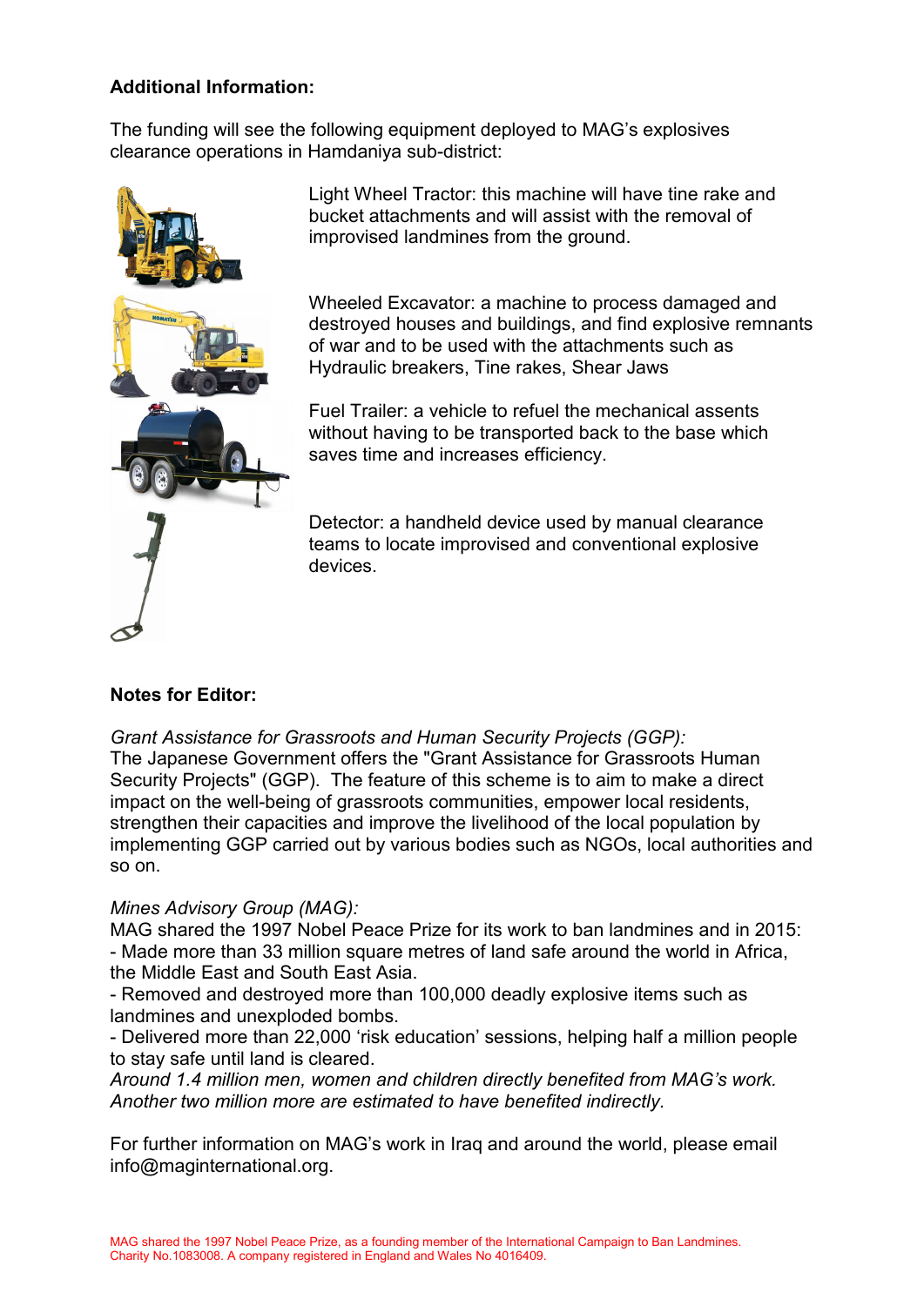**Additional Information:**

The funding will see the following equipment deployed to MAG's explosives clearance operations in Hamdaniya sub-district:

Light Wheel Tractor: this machine will have tine rake and bucket attachments and will assist with the removal of improvised landmines from the ground.

Wheeled Excavator: a machine to process damaged and destroyed houses and buildings, and find explosive remnants of war and to be used with the attachments such as Hydraulic breakers, Tine rakes, Shear Jaws

Fuel Trailer: a vehicle to refuel the mechanical assents without having to be transported back to the base which saves time and increases efficiency.

Detector: a handheld device used by manual clearance teams to locate improvised and conventional explosive devices.

**Notes for Editor:**

*Grant Assistance for Grassroots and Human Security Projects (GGP):*
The Japanese Government offers the "Grant Assistance for Grassroots Human Security Projects" (GGP). The feature of this scheme is to aim to make a direct impact on the well-being of grassroots communities, empower local residents, strengthen their capacities and improve the livelihood of the local population by implementing GGP carried out by various bodies such as NGOs, local authorities and so on.

*Mines Advisory Group (MAG):*
MAG shared the 1997 Nobel Peace Prize for its work to ban landmines and in 2015:
- Made more than 33 million square metres of land safe around the world in Africa, the Middle East and South East Asia.
- Removed and destroyed more than 100,000 deadly explosive items such as landmines and unexploded bombs.
- Delivered more than 22,000 'risk education' sessions, helping half a million people to stay safe until land is cleared.

*Around 1.4 million men, women and children directly benefited from MAG's work. Another two million more are estimated to have benefited indirectly.*

For further information on MAG's work in Iraq and around the world, please email info@maginternational.org.

MAG shared the 1997 Nobel Peace Prize, as a founding member of the International Campaign to Ban Landmines.
Charity No.1083008. A company registered in England and Wales No 4016409.